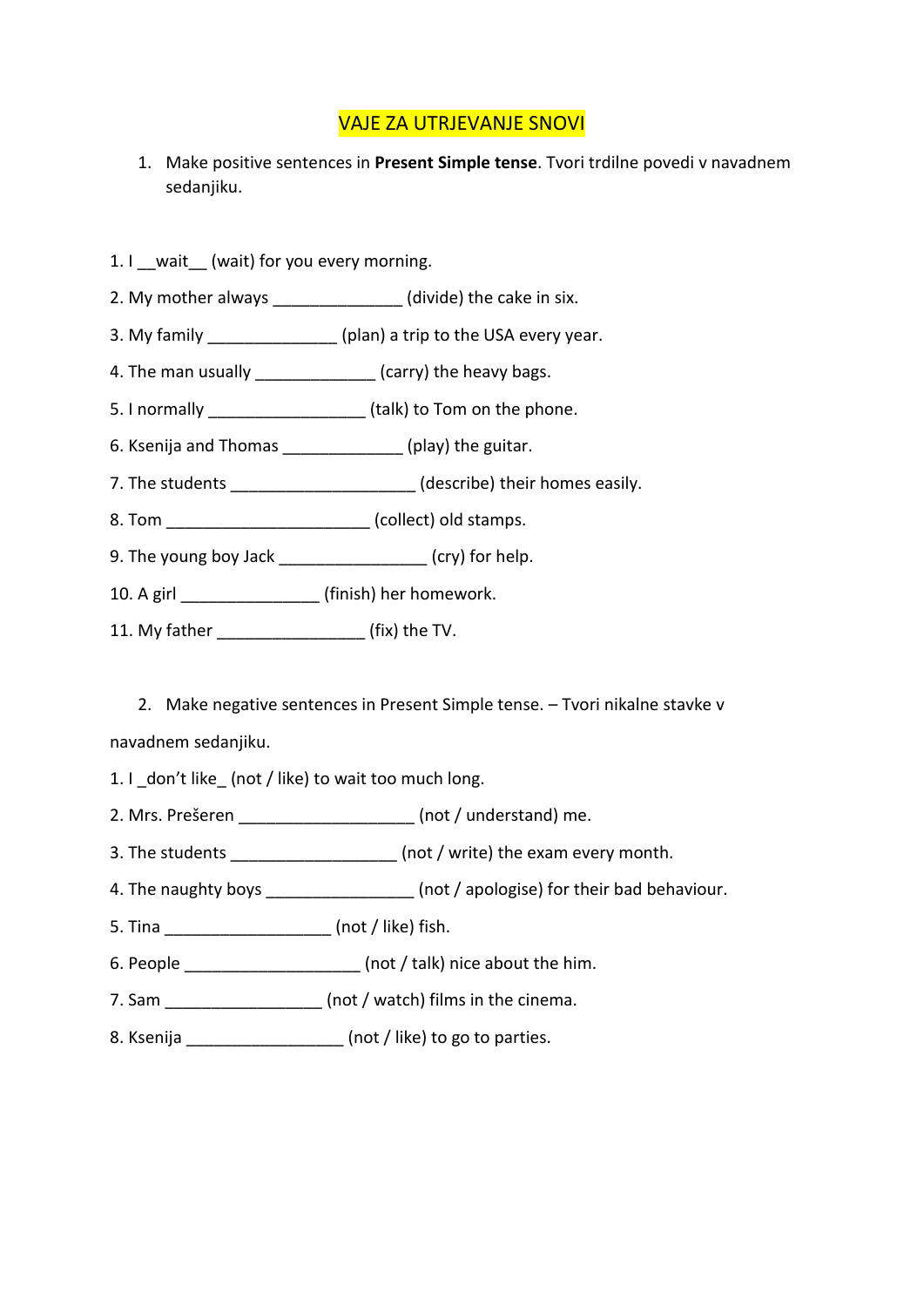# VAJE ZA UTRJEVANJE SNOVI

1. Make positive sentences in **Present Simple tense**. Tvori trdilne povedi v navadnem sedanjiku.

1. I __wait__ (wait) for you every morning.

2. My mother always ______________ (divide) the cake in six.

3. My family ______________ (plan) a trip to the USA every year.

4. The man usually _____________ (carry) the heavy bags.

5. I normally _________________ (talk) to Tom on the phone.

6. Ksenija and Thomas _____________ (play) the guitar.

7. The students ____________________ (describe) their homes easily.

8. Tom ______________________ (collect) old stamps.

9. The young boy Jack ________________ (cry) for help.

10. A girl _______________ (finish) her homework.

11. My father ________________ (fix) the TV.

2. Make negative sentences in Present Simple tense. – Tvori nikalne stavke v navadnem sedanjiku.

1. I _don't like_ (not / like) to wait too much long.

2. Mrs. Prešeren ___________________ (not / understand) me.

3. The students __________________ (not / write) the exam every month.

4. The naughty boys ________________ (not / apologise) for their bad behaviour.

5. Tina __________________ (not / like) fish.

6. People ___________________ (not / talk) nice about the him.

7. Sam _________________ (not / watch) films in the cinema.

8. Ksenija _________________ (not / like) to go to parties.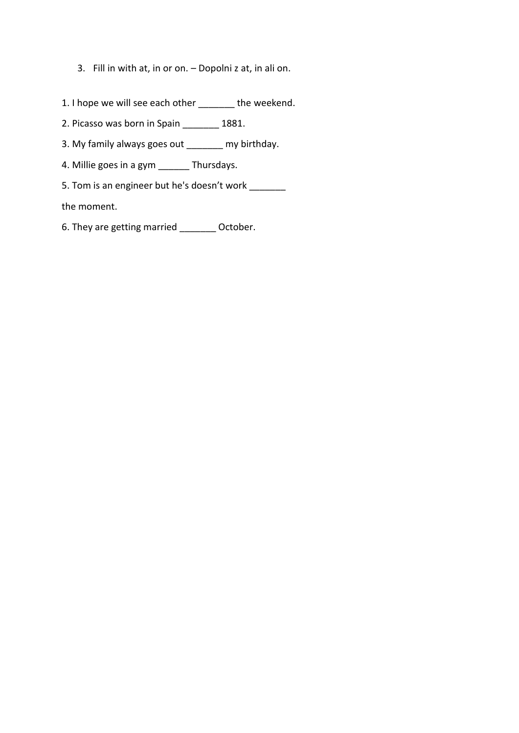3. Fill in with at, in or on. – Dopolni z at, in ali on.

1. I hope we will see each other _______ the weekend.

2. Picasso was born in Spain _______ 1881.

3. My family always goes out _______ my birthday.

4. Millie goes in a gym ______ Thursdays.

5. Tom is an engineer but he's doesn’t work _______ the moment.

6. They are getting married _______ October.